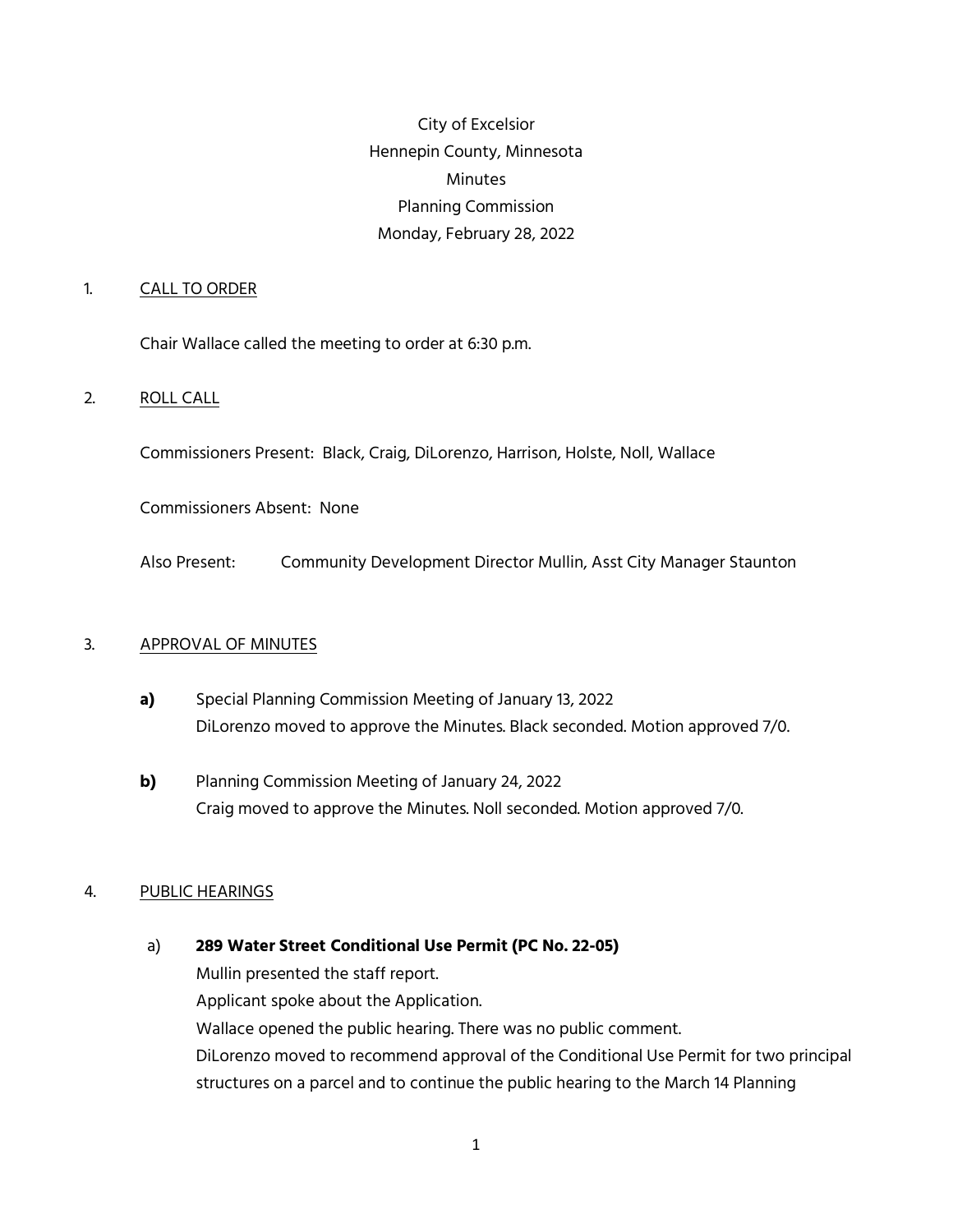City of Excelsior
Hennepin County, Minnesota
Minutes
Planning Commission
Monday, February 28, 2022

1. CALL TO ORDER

Chair Wallace called the meeting to order at 6:30 p.m.

2. ROLL CALL

Commissioners Present: Black, Craig, DiLorenzo, Harrison, Holste, Noll, Wallace

Commissioners Absent: None

Also Present: Community Development Director Mullin, Asst City Manager Staunton

3. APPROVAL OF MINUTES

**a)** Special Planning Commission Meeting of January 13, 2022
DiLorenzo moved to approve the Minutes. Black seconded. Motion approved 7/0.

**b)** Planning Commission Meeting of January 24, 2022
Craig moved to approve the Minutes. Noll seconded. Motion approved 7/0.

4. PUBLIC HEARINGS

a) **289 Water Street Conditional Use Permit (PC No. 22-05)**
Mullin presented the staff report.
Applicant spoke about the Application.
Wallace opened the public hearing. There was no public comment.
DiLorenzo moved to recommend approval of the Conditional Use Permit for two principal structures on a parcel and to continue the public hearing to the March 14 Planning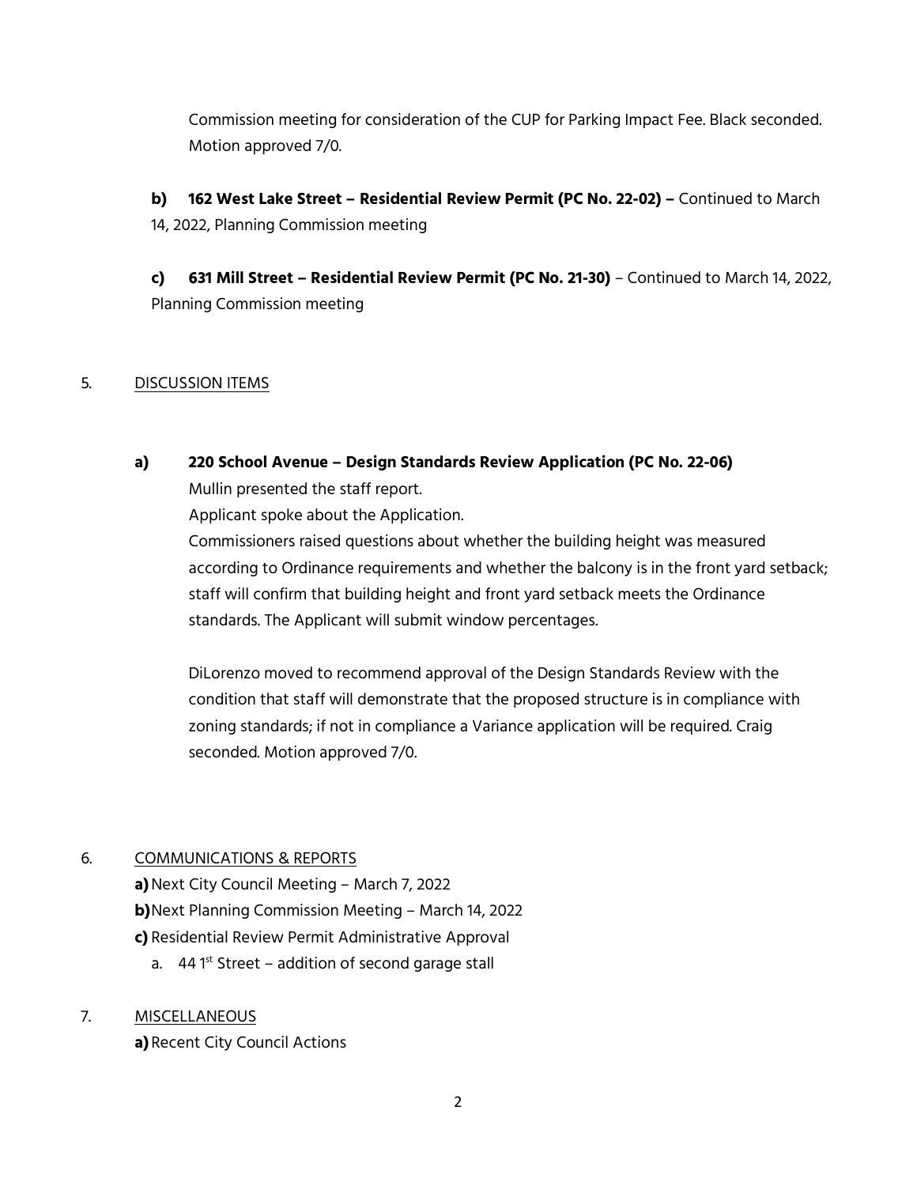Commission meeting for consideration of the CUP for Parking Impact Fee. Black seconded. Motion approved 7/0.

**b) 162 West Lake Street – Residential Review Permit (PC No. 22-02) –** Continued to March 14, 2022, Planning Commission meeting

**c) 631 Mill Street – Residential Review Permit (PC No. 21-30)** – Continued to March 14, 2022, Planning Commission meeting

5. DISCUSSION ITEMS

**a) 220 School Avenue – Design Standards Review Application (PC No. 22-06)**

Mullin presented the staff report.
Applicant spoke about the Application.
Commissioners raised questions about whether the building height was measured according to Ordinance requirements and whether the balcony is in the front yard setback; staff will confirm that building height and front yard setback meets the Ordinance standards. The Applicant will submit window percentages.

DiLorenzo moved to recommend approval of the Design Standards Review with the condition that staff will demonstrate that the proposed structure is in compliance with zoning standards; if not in compliance a Variance application will be required. Craig seconded. Motion approved 7/0.

6. COMMUNICATIONS & REPORTS

**a)** Next City Council Meeting – March 7, 2022
**b)** Next Planning Commission Meeting – March 14, 2022
**c)** Residential Review Permit Administrative Approval
   a. 44 1st Street – addition of second garage stall

7. MISCELLANEOUS

**a)** Recent City Council Actions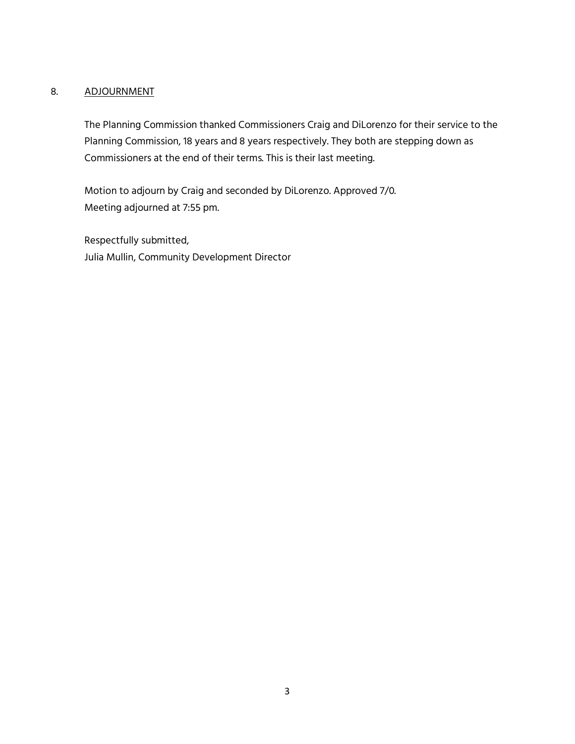## 8. ADJOURNMENT

The Planning Commission thanked Commissioners Craig and DiLorenzo for their service to the Planning Commission, 18 years and 8 years respectively. They both are stepping down as Commissioners at the end of their terms. This is their last meeting.

Motion to adjourn by Craig and seconded by DiLorenzo. Approved 7/0.
Meeting adjourned at 7:55 pm.

Respectfully submitted,
Julia Mullin, Community Development Director